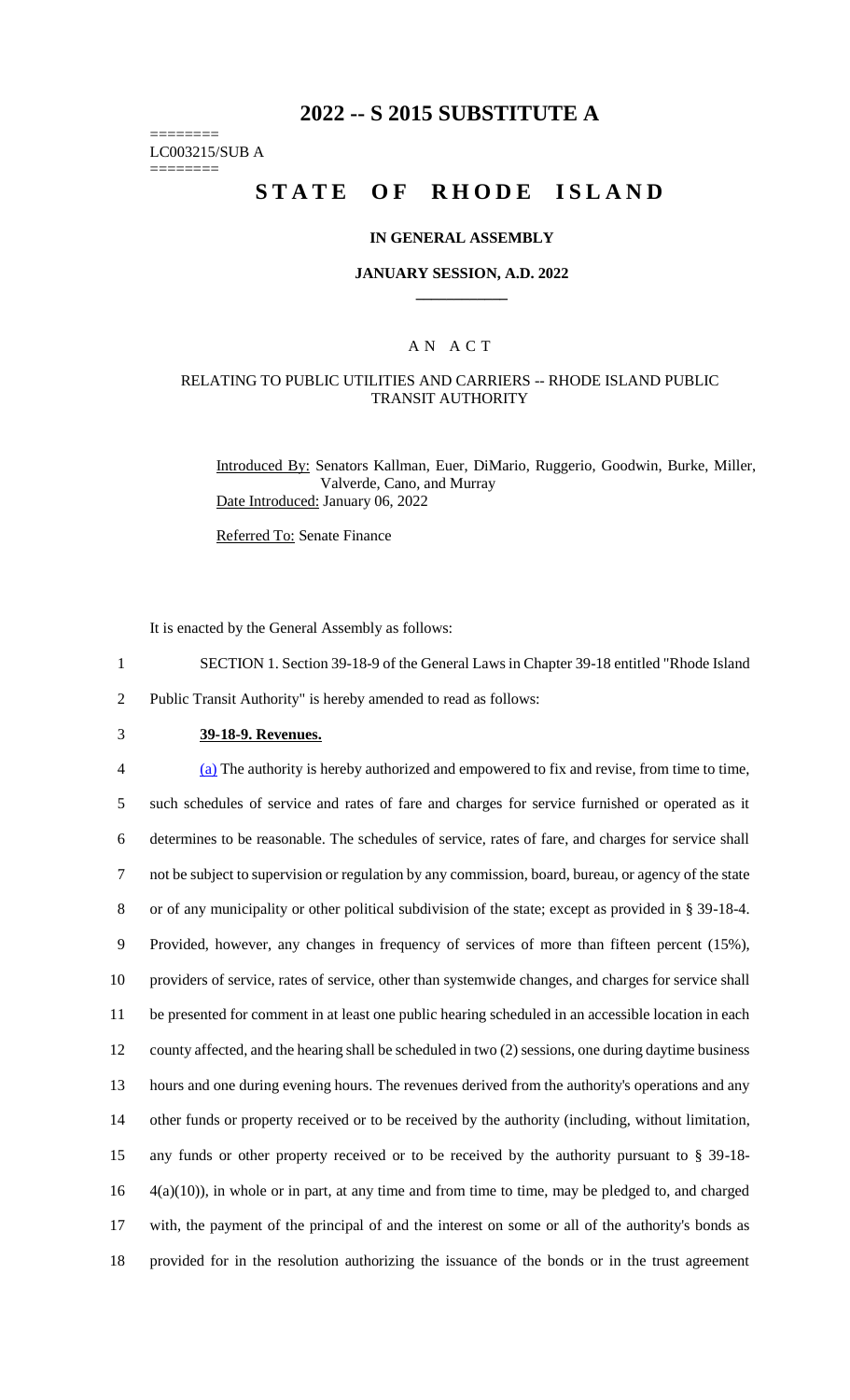# 2022 -- S 2015 SUBSTITUTE A

========
LC003215/SUB A
========

# STATE OF RHODE ISLAND

## IN GENERAL ASSEMBLY

### JANUARY SESSION, A.D. 2022

____________

## A N A C T

### RELATING TO PUBLIC UTILITIES AND CARRIERS -- RHODE ISLAND PUBLIC TRANSIT AUTHORITY

Introduced By: Senators Kallman, Euer, DiMario, Ruggerio, Goodwin, Burke, Miller, Valverde, Cano, and Murray

Date Introduced: January 06, 2022

Referred To: Senate Finance

It is enacted by the General Assembly as follows:

1 SECTION 1. Section 39-18-9 of the General Laws in Chapter 39-18 entitled "Rhode Island
2 Public Transit Authority" is hereby amended to read as follows:

3 **39-18-9. Revenues.**

4 (a) The authority is hereby authorized and empowered to fix and revise, from time to time,
5 such schedules of service and rates of fare and charges for service furnished or operated as it
6 determines to be reasonable. The schedules of service, rates of fare, and charges for service shall
7 not be subject to supervision or regulation by any commission, board, bureau, or agency of the state
8 or of any municipality or other political subdivision of the state; except as provided in § 39-18-4.
9 Provided, however, any changes in frequency of services of more than fifteen percent (15%),
10 providers of service, rates of service, other than systemwide changes, and charges for service shall
11 be presented for comment in at least one public hearing scheduled in an accessible location in each
12 county affected, and the hearing shall be scheduled in two (2) sessions, one during daytime business
13 hours and one during evening hours. The revenues derived from the authority's operations and any
14 other funds or property received or to be received by the authority (including, without limitation,
15 any funds or other property received or to be received by the authority pursuant to § 39-18-
16 4(a)(10)), in whole or in part, at any time and from time to time, may be pledged to, and charged
17 with, the payment of the principal of and the interest on some or all of the authority's bonds as
18 provided for in the resolution authorizing the issuance of the bonds or in the trust agreement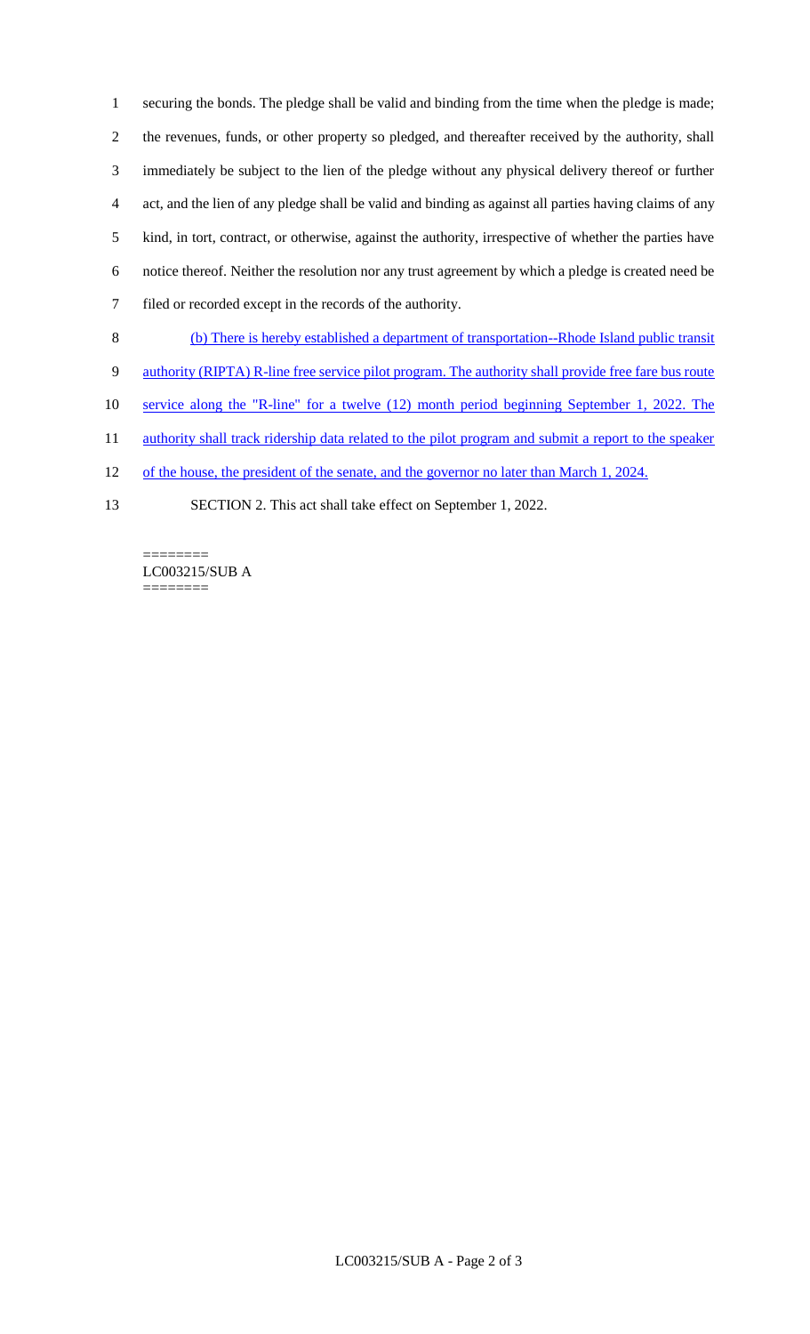securing the bonds. The pledge shall be valid and binding from the time when the pledge is made; the revenues, funds, or other property so pledged, and thereafter received by the authority, shall immediately be subject to the lien of the pledge without any physical delivery thereof or further act, and the lien of any pledge shall be valid and binding as against all parties having claims of any kind, in tort, contract, or otherwise, against the authority, irrespective of whether the parties have notice thereof. Neither the resolution nor any trust agreement by which a pledge is created need be filed or recorded except in the records of the authority.

(b) There is hereby established a department of transportation--Rhode Island public transit authority (RIPTA) R-line free service pilot program. The authority shall provide free fare bus route service along the "R-line" for a twelve (12) month period beginning September 1, 2022. The authority shall track ridership data related to the pilot program and submit a report to the speaker of the house, the president of the senate, and the governor no later than March 1, 2024.

SECTION 2. This act shall take effect on September 1, 2022.

========
LC003215/SUB A
========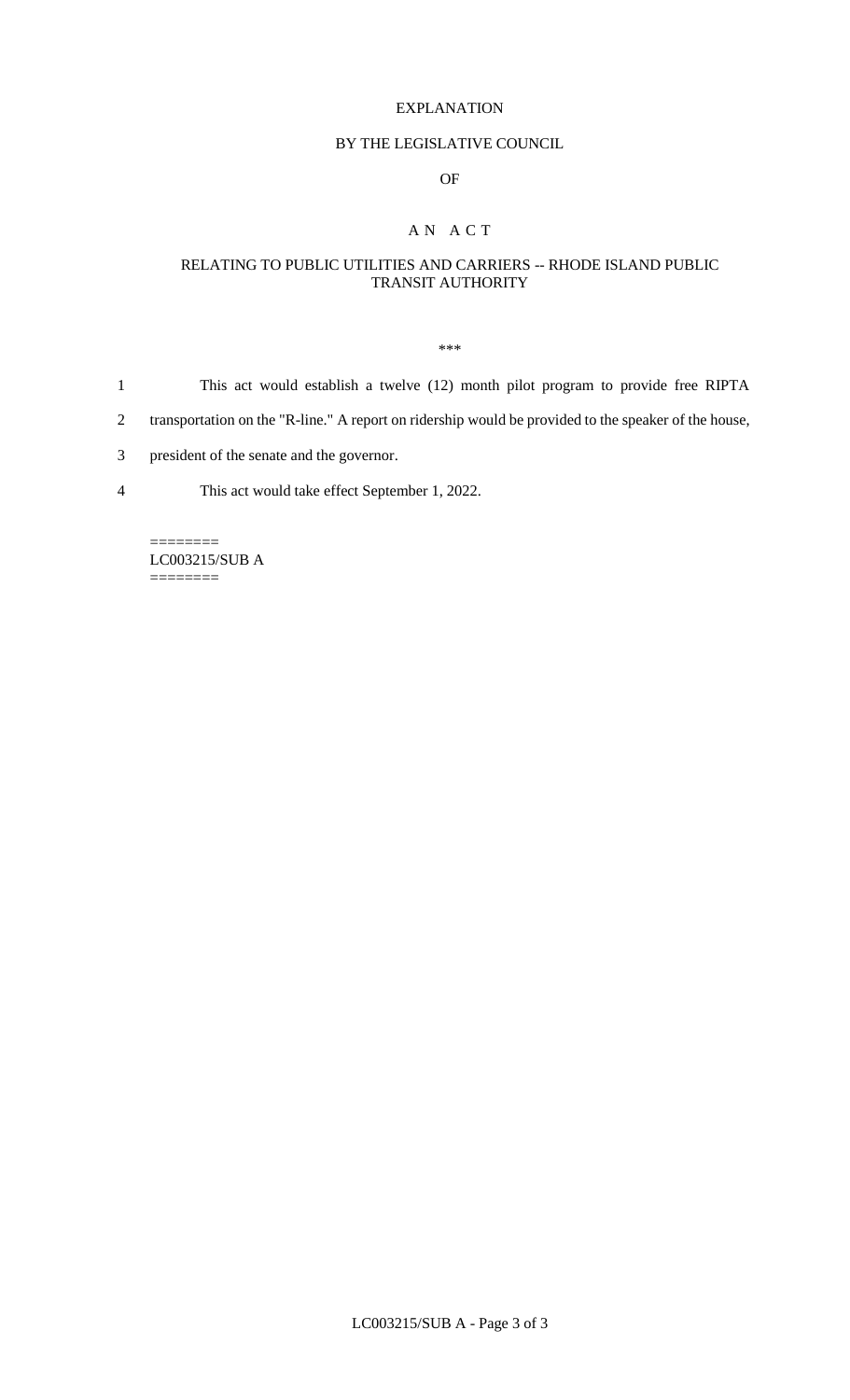EXPLANATION

BY THE LEGISLATIVE COUNCIL

OF

# A N A C T

RELATING TO PUBLIC UTILITIES AND CARRIERS -- RHODE ISLAND PUBLIC TRANSIT AUTHORITY

\*\*\*

1 This act would establish a twelve (12) month pilot program to provide free RIPTA
2 transportation on the "R-line." A report on ridership would be provided to the speaker of the house,
3 president of the senate and the governor.
4 This act would take effect September 1, 2022.

========
LC003215/SUB A
========